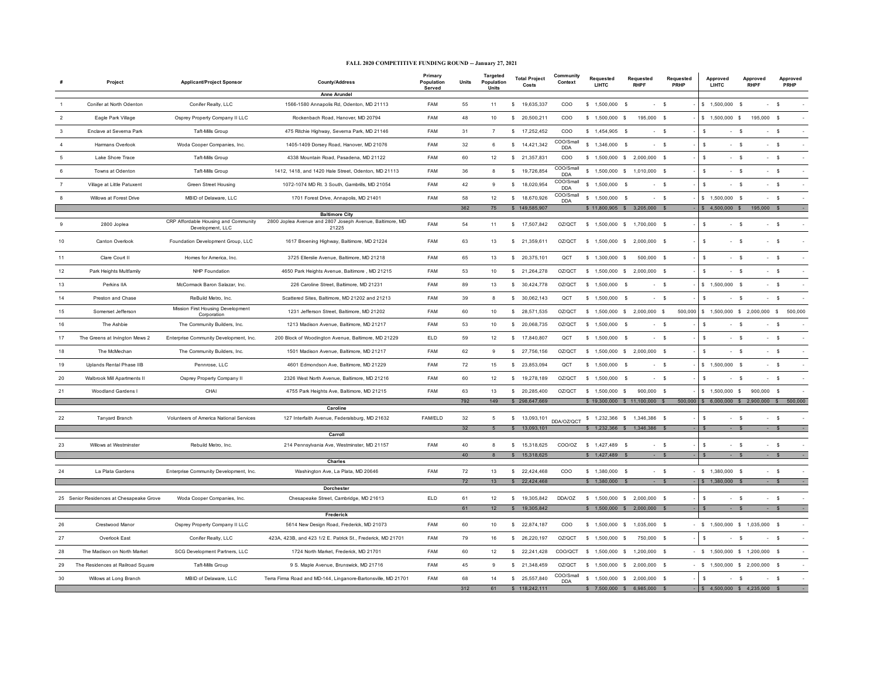# FALL 2020 COMPETITIVE FUNDING ROUND -- January 27, 2021

| # | Project | Applicant/Project Sponsor | County/Address | Primary Population Served | Units | Targeted Population Units | Total Project Costs | Community Context | Requested LIHTC | Requested RHPF | Requested PRHP | Approved LIHTC | Approved RHPF | Approved PRHP |
|---|---|---|---|---|---|---|---|---|---|---|---|---|---|---|
| | | | **Anne Arundel** | | | | | | | | | | | |
| 1 | Conifer at North Odenton | Conifer Realty, LLC | 1566-1580 Annapolis Rd, Odenton, MD 21113 | FAM | 55 | 11 | $ 19,635,337 | COO | $ 1,500,000 | $ - | $ - | $ 1,500,000 | $ - | $ - |
| 2 | Eagle Park Village | Osprey Property Company II LLC | Rockenbach Road, Hanover, MD 20794 | FAM | 48 | 10 | $ 20,500,211 | COO | $ 1,500,000 | $ 195,000 | $ - | $ 1,500,000 | $ 195,000 | $ - |
| 3 | Enclave at Severna Park | Taft-Mills Group | 475 Ritchie Highway, Severna Park, MD 21146 | FAM | 31 | 7 | $ 17,252,452 | COO | $ 1,454,905 | $ - | $ - | $ - | $ - | $ - |
| 4 | Harmans Overlook | Woda Cooper Companies, Inc. | 1405-1409 Dorsey Road, Hanover, MD 21076 | FAM | 32 | 6 | $ 14,421,342 | COO/Small DDA | $ 1,346,000 | $ - | $ - | $ - | $ - | $ - |
| 5 | Lake Shore Trace | Taft-Mills Group | 4338 Mountain Road, Pasadena, MD 21122 | FAM | 60 | 12 | $ 21,357,831 | COO | $ 1,500,000 | $ 2,000,000 | $ - | $ - | $ - | $ - |
| 6 | Towns at Odenton | Taft-Mills Group | 1412, 1418, and 1420 Hale Street, Odenton, MD 21113 | FAM | 36 | 8 | $ 19,726,854 | COO/Small DDA | $ 1,500,000 | $ 1,010,000 | $ - | $ - | $ - | $ - |
| 7 | Village at Little Patuxent | Green Street Housing | 1072-1074 MD Rt. 3 South, Gambrills, MD 21054 | FAM | 42 | 9 | $ 18,020,954 | COO/Small DDA | $ 1,500,000 | $ - | $ - | $ - | $ - | $ - |
| 8 | Willows at Forest Drive | MBID of Delaware, LLC | 1701 Forest Drive, Annapolis, MD 21401 | FAM | 58 | 12 | $ 18,670,926 | COO/Small DDA | $ 1,500,000 | $ - | $ - | $ 1,500,000 | $ - | $ - |
| | | | | | 362 | 75 | $ 149,585,907 | | $ 11,800,905 | $ 3,205,000 | $ - | $ 4,500,000 | $ 195,000 | $ - |
| | | | **Baltimore City** | | | | | | | | | | | |
| 9 | 2800 Joplea | CRP Affordable Housing and Community Development, LLC | 2800 Joplea Avenue and 2807 Joseph Avenue, Baltimore, MD 21225 | FAM | 54 | 11 | $ 17,507,842 | OZ/QCT | $ 1,500,000 | $ 1,700,000 | $ - | $ - | $ - | $ - |
| 10 | Canton Overlook | Foundation Development Group, LLC | 1617 Broening Highway, Baltimore, MD 21224 | FAM | 63 | 13 | $ 21,359,611 | OZ/QCT | $ 1,500,000 | $ 2,000,000 | $ - | $ - | $ - | $ - |
| 11 | Clare Court II | Homes for America, Inc. | 3725 Ellerslie Avenue, Baltimore, MD 21218 | FAM | 65 | 13 | $ 20,375,101 | QCT | $ 1,300,000 | $ 500,000 | $ - | $ - | $ - | $ - |
| 12 | Park Heights Multifamily | NHP Foundation | 4650 Park Heights Avenue, Baltimore , MD 21215 | FAM | 53 | 10 | $ 21,264,278 | OZ/QCT | $ 1,500,000 | $ 2,000,000 | $ - | $ - | $ - | $ - |
| 13 | Perkins IIA | McCormack Baron Salazar, Inc. | 226 Caroline Street, Baltimore, MD 21231 | FAM | 89 | 13 | $ 30,424,778 | OZ/QCT | $ 1,500,000 | $ - | $ - | $ 1,500,000 | $ - | $ - |
| 14 | Preston and Chase | ReBuild Metro, Inc. | Scattered Sites, Baltimore, MD 21202 and 21213 | FAM | 39 | 8 | $ 30,062,143 | QCT | $ 1,500,000 | $ - | $ - | $ - | $ - | $ - |
| 15 | Somerset Jefferson | Mission First Housing Development Corporation | 1231 Jefferson Street, Baltimore, MD 21202 | FAM | 60 | 10 | $ 28,571,535 | OZ/QCT | $ 1,500,000 | $ 2,000,000 | $ 500,000 | $ 1,500,000 | $ 2,000,000 | $ 500,000 |
| 16 | The Ashbie | The Community Builders, Inc. | 1213 Madison Avenue, Baltimore, MD 21217 | FAM | 53 | 10 | $ 20,068,735 | OZ/QCT | $ 1,500,000 | $ - | $ - | $ - | $ - | $ - |
| 17 | The Greens at Irvington Mews 2 | Enterprise Community Development, Inc. | 200 Block of Woodington Avenue, Baltimore, MD 21229 | ELD | 59 | 12 | $ 17,840,807 | QCT | $ 1,500,000 | $ - | $ - | $ - | $ - | $ - |
| 18 | The McMechan | The Community Builders, Inc. | 1501 Madison Avenue, Baltimore, MD 21217 | FAM | 62 | 9 | $ 27,756,156 | OZ/QCT | $ 1,500,000 | $ 2,000,000 | $ - | $ - | $ - | $ - |
| 19 | Uplands Rental Phase IIB | Pennrose, LLC | 4601 Edmondson Ave, Baltimore, MD 21229 | FAM | 72 | 15 | $ 23,853,094 | QCT | $ 1,500,000 | $ - | $ - | $ 1,500,000 | $ - | $ - |
| 20 | Walbrook Mill Apartments II | Osprey Property Company II | 2326 West North Avenue, Baltimore, MD 21216 | FAM | 60 | 12 | $ 19,278,189 | OZ/QCT | $ 1,500,000 | $ - | $ - | $ - | $ - | $ - |
| 21 | Woodland Gardens I | CHAI | 4755 Park Heights Ave, Baltimore, MD 21215 | FAM | 63 | 13 | $ 20,285,400 | OZ/QCT | $ 1,500,000 | $ 900,000 | $ - | $ 1,500,000 | $ 900,000 | $ - |
| | | | | | 792 | 149 | $ 298,647,669 | | $ 19,300,000 | $ 11,100,000 | $ 500,000 | $ 6,000,000 | $ 2,900,000 | $ 500,000 |
| | | | **Caroline** | | | | | | | | | | | |
| 22 | Tanyard Branch | Volunteers of America National Services | 127 Interfaith Avenue, Federalsburg, MD 21632 | FAM/ELD | 32 | 5 | $ 13,093,101 | DDA/OZ/QCT | $ 1,232,366 | $ 1,346,386 | $ - | $ - | $ - | $ - |
| | | | | | 32 | 5 | $ 13,093,101 | | $ 1,232,366 | $ 1,346,386 | $ - | $ - | $ - | $ - |
| | | | **Carroll** | | | | | | | | | | | |
| 23 | Willows at Westminster | Rebuild Metro, Inc. | 214 Pennsylvania Ave, Westminster, MD 21157 | FAM | 40 | 8 | $ 15,318,625 | COO/OZ | $ 1,427,489 | $ - | $ - | $ - | $ - | $ - |
| | | | | | 40 | 8 | $ 15,318,625 | | $ 1,427,489 | $ - | $ - | $ - | $ - | $ - |
| | | | **Charles** | | | | | | | | | | | |
| 24 | La Plata Gardens | Enterprise Community Development, Inc. | Washington Ave, La Plata, MD 20646 | FAM | 72 | 13 | $ 22,424,468 | COO | $ 1,380,000 | $ - | $ - | $ 1,380,000 | $ - | $ - |
| | | | | | 72 | 13 | $ 22,424,468 | | $ 1,380,000 | $ - | $ - | $ 1,380,000 | $ - | $ - |
| | | | **Dorchester** | | | | | | | | | | | |
| 25 | Senior Residences at Chesapeake Grove | Woda Cooper Companies, Inc. | Chesapeake Street, Cambridge, MD 21613 | ELD | 61 | 12 | $ 19,305,842 | DDA/OZ | $ 1,500,000 | $ 2,000,000 | $ - | $ - | $ - | $ - |
| | | | | | 61 | 12 | $ 19,305,842 | | $ 1,500,000 | $ 2,000,000 | $ - | $ - | $ - | $ - |
| | | | **Frederick** | | | | | | | | | | | |
| 26 | Crestwood Manor | Osprey Property Company II LLC | 5614 New Design Road, Frederick, MD 21073 | FAM | 60 | 10 | $ 22,874,187 | COO | $ 1,500,000 | $ 1,035,000 | $ - | $ 1,500,000 | $ 1,035,000 | $ - |
| 27 | Overlook East | Conifer Realty, LLC | 423A, 423B, and 423 1/2 E. Patrick St., Frederick, MD 21701 | FAM | 79 | 16 | $ 26,220,197 | OZ/QCT | $ 1,500,000 | $ 750,000 | $ - | $ - | $ - | $ - |
| 28 | The Madison on North Market | SCG Development Partners, LLC | 1724 North Market, Frederick, MD 21701 | FAM | 60 | 12 | $ 22,241,428 | COO/QCT | $ 1,500,000 | $ 1,200,000 | $ - | $ 1,500,000 | $ 1,200,000 | $ - |
| 29 | The Residences at Railroad Square | Taft-Mills Group | 9 S. Maple Avenue, Brunswick, MD 21716 | FAM | 45 | 9 | $ 21,348,459 | OZ/QCT | $ 1,500,000 | $ 2,000,000 | $ - | $ 1,500,000 | $ 2,000,000 | $ - |
| 30 | Willows at Long Branch | MBID of Delaware, LLC | Terra Firma Road and MD-144, Linganore-Bartonsville, MD 21701 | FAM | 68 | 14 | $ 25,557,840 | COO/Small DDA | $ 1,500,000 | $ 2,000,000 | $ - | $ - | $ - | $ - |
| | | | | | 312 | 61 | $ 118,242,111 | | $ 7,500,000 | $ 6,985,000 | $ - | $ 4,500,000 | $ 4,235,000 | $ - |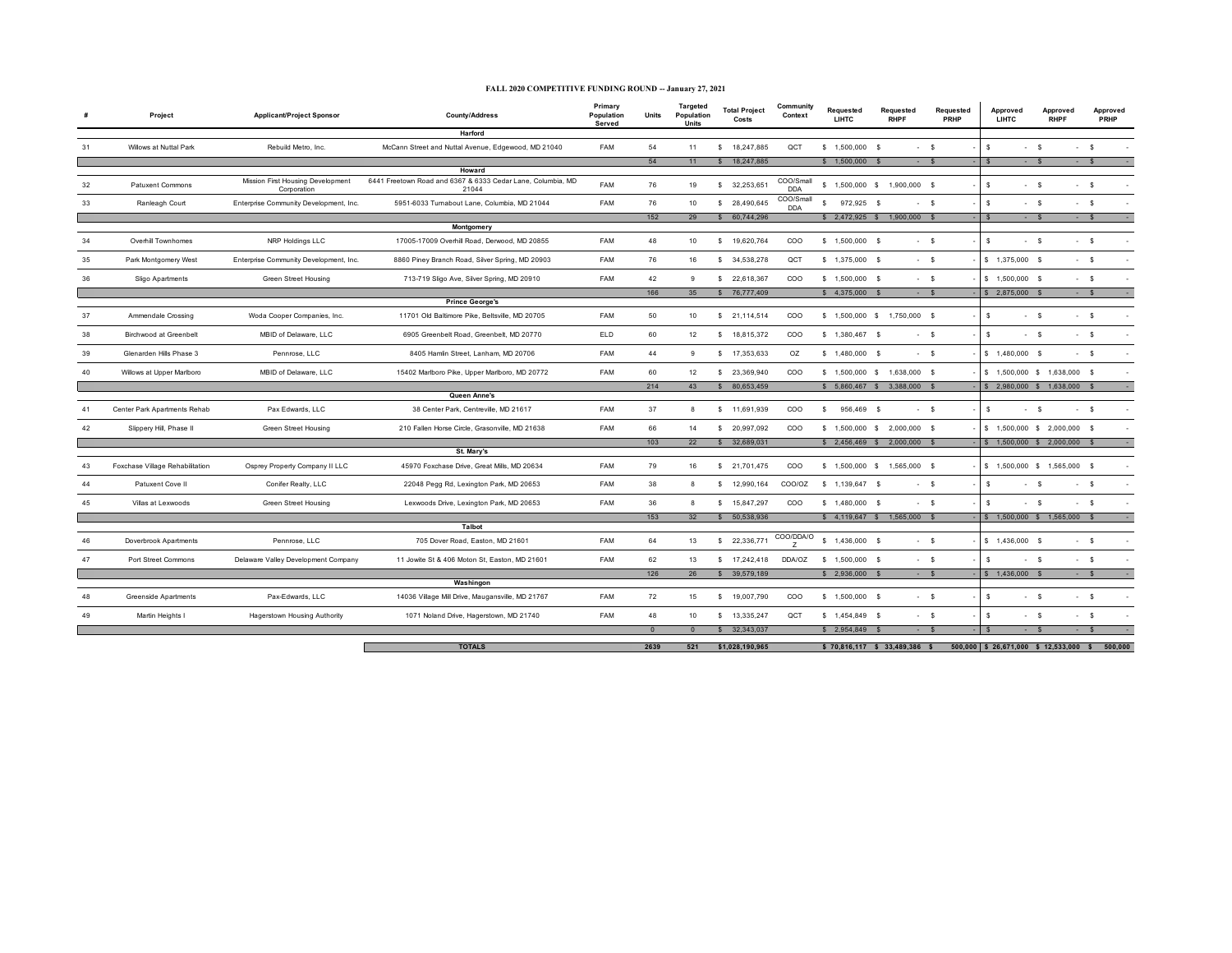**FALL 2020 COMPETITIVE FUNDING ROUND -- January 27, 2021**

| # | Project | Applicant/Project Sponsor | County/Address | Primary Population Served | Units | Targeted Population Units | Total Project Costs | Community Context | Requested LIHTC | Requested RHPF | Requested PRHP | Approved LIHTC | Approved RHPF | Approved PRHP |
|---|---|---|---|---|---|---|---|---|---|---|---|---|---|---|
| | | | **Harford** | | | | | | | | | | | |
| 31 | Willows at Nuttal Park | Rebuild Metro, Inc. | McCann Street and Nuttal Avenue, Edgewood, MD 21040 | FAM | 54 | 11 | $ 18,247,885 | QCT | $ 1,500,000 | $ - | $ - | $ - | $ - | $ - |
| | | | | | 54 | 11 | $ 18,247,885 | | $ 1,500,000 | $ - | $ - | $ - | $ - | $ - |
| | | | **Howard** | | | | | | | | | | | |
| 32 | Patuxent Commons | Mission First Housing Development Corporation | 6441 Freetown Road and 6367 & 6333 Cedar Lane, Columbia, MD 21044 | FAM | 76 | 19 | $ 32,253,651 | COO/Small DDA | $ 1,500,000 | $ 1,900,000 | $ - | $ - | $ - | $ - |
| 33 | Ranleagh Court | Enterprise Community Development, Inc. | 5951-6033 Turnabout Lane, Columbia, MD 21044 | FAM | 76 | 10 | $ 28,490,645 | COO/Small DDA | $ 972,925 | $ - | $ - | $ - | $ - | $ - |
| | | | | | 152 | 29 | $ 60,744,296 | | $ 2,472,925 | $ 1,900,000 | $ - | $ - | $ - | $ - |
| | | | **Montgomery** | | | | | | | | | | | |
| 34 | Overhill Townhomes | NRP Holdings LLC | 17005-17009 Overhill Road, Derwood, MD 20855 | FAM | 48 | 10 | $ 19,620,764 | COO | $ 1,500,000 | $ - | $ - | $ - | $ - | $ - |
| 35 | Park Montgomery West | Enterprise Community Development, Inc. | 8860 Piney Branch Road, Silver Spring, MD 20903 | FAM | 76 | 16 | $ 34,538,278 | QCT | $ 1,375,000 | $ - | $ - | $ 1,375,000 | $ - | $ - |
| 36 | Sligo Apartments | Green Street Housing | 713-719 Sligo Ave, Silver Spring, MD 20910 | FAM | 42 | 9 | $ 22,618,367 | COO | $ 1,500,000 | $ - | $ - | $ 1,500,000 | $ - | $ - |
| | | | | | 166 | 35 | $ 76,777,409 | | $ 4,375,000 | $ - | $ - | $ 2,875,000 | $ - | $ - |
| | | | **Prince George's** | | | | | | | | | | | |
| 37 | Ammendale Crossing | Woda Cooper Companies, Inc. | 11701 Old Baltimore Pike, Beltsville, MD 20705 | FAM | 50 | 10 | $ 21,114,514 | COO | $ 1,500,000 | $ 1,750,000 | $ - | $ - | $ - | $ - |
| 38 | Birchwood at Greenbelt | MBID of Delaware, LLC | 6905 Greenbelt Road, Greenbelt, MD 20770 | ELD | 60 | 12 | $ 18,815,372 | COO | $ 1,380,467 | $ - | $ - | $ - | $ - | $ - |
| 39 | Glenarden Hills Phase 3 | Pennrose, LLC | 8405 Hamlin Street, Lanham, MD 20706 | FAM | 44 | 9 | $ 17,353,633 | OZ | $ 1,480,000 | $ - | $ - | $ 1,480,000 | $ - | $ - |
| 40 | Willows at Upper Marlboro | MBID of Delaware, LLC | 15402 Marlboro Pike, Upper Marlboro, MD 20772 | FAM | 60 | 12 | $ 23,369,940 | COO | $ 1,500,000 | $ 1,638,000 | $ - | $ 1,500,000 | $ 1,638,000 | $ - |
| | | | | | 214 | 43 | $ 80,653,459 | | $ 5,860,467 | $ 3,388,000 | $ - | $ 2,980,000 | $ 1,638,000 | $ - |
| | | | **Queen Anne's** | | | | | | | | | | | |
| 41 | Center Park Apartments Rehab | Pax Edwards, LLC | 38 Center Park, Centreville, MD 21617 | FAM | 37 | 8 | $ 11,691,939 | COO | $ 956,469 | $ - | $ - | $ - | $ - | $ - |
| 42 | Slippery Hill, Phase II | Green Street Housing | 210 Fallen Horse Circle, Grasonville, MD 21638 | FAM | 66 | 14 | $ 20,997,092 | COO | $ 1,500,000 | $ 2,000,000 | $ - | $ 1,500,000 | $ 2,000,000 | $ - |
| | | | | | 103 | 22 | $ 32,689,031 | | $ 2,456,469 | $ 2,000,000 | $ - | $ 1,500,000 | $ 2,000,000 | $ - |
| | | | **St. Mary's** | | | | | | | | | | | |
| 43 | Foxchase Village Rehabilitation | Osprey Property Company II LLC | 45970 Foxchase Drive, Great Mills, MD 20634 | FAM | 79 | 16 | $ 21,701,475 | COO | $ 1,500,000 | $ 1,565,000 | $ - | $ 1,500,000 | $ 1,565,000 | $ - |
| 44 | Patuxent Cove II | Conifer Realty, LLC | 22048 Pegg Rd, Lexington Park, MD 20653 | FAM | 38 | 8 | $ 12,990,164 | COO/OZ | $ 1,139,647 | $ - | $ - | $ - | $ - | $ - |
| 45 | Villas at Lexwoods | Green Street Housing | Lexwoods Drive, Lexington Park, MD 20653 | FAM | 36 | 8 | $ 15,847,297 | COO | $ 1,480,000 | $ - | $ - | $ - | $ - | $ - |
| | | | | | 153 | 32 | $ 50,538,936 | | $ 4,119,647 | $ 1,565,000 | $ - | $ 1,500,000 | $ 1,565,000 | $ - |
| | | | **Talbot** | | | | | | | | | | | |
| 46 | Doverbrook Apartments | Pennrose, LLC | 705 Dover Road, Easton, MD 21601 | FAM | 64 | 13 | $ 22,336,771 | COO/DDA/OZ | $ 1,436,000 | $ - | $ - | $ 1,436,000 | $ - | $ - |
| 47 | Port Street Commons | Delaware Valley Development Company | 11 Jowite St & 406 Moton St, Easton, MD 21601 | FAM | 62 | 13 | $ 17,242,418 | DDA/OZ | $ 1,500,000 | $ - | $ - | $ - | $ - | $ - |
| | | | | | 126 | 26 | $ 39,579,189 | | $ 2,936,000 | $ - | $ - | $ 1,436,000 | $ - | $ - |
| | | | **Washingon** | | | | | | | | | | | |
| 48 | Greenside Apartments | Pax-Edwards, LLC | 14036 Village Mill Drive, Maugansville, MD 21767 | FAM | 72 | 15 | $ 19,007,790 | COO | $ 1,500,000 | $ - | $ - | $ - | $ - | $ - |
| 49 | Martin Heights I | Hagerstown Housing Authority | 1071 Noland Drive, Hagerstown, MD 21740 | FAM | 48 | 10 | $ 13,335,247 | QCT | $ 1,454,849 | $ - | $ - | $ - | $ - | $ - |
| | | | | | 0 | 0 | $ 32,343,037 | | $ 2,954,849 | $ - | $ - | $ - | $ - | $ - |
| | | | **TOTALS** | | 2639 | 521 | $1,028,190,965 | | $ 70,816,117 | $ 33,489,386 | $ 500,000 | $ 26,671,000 | $ 12,533,000 | $ 500,000 |